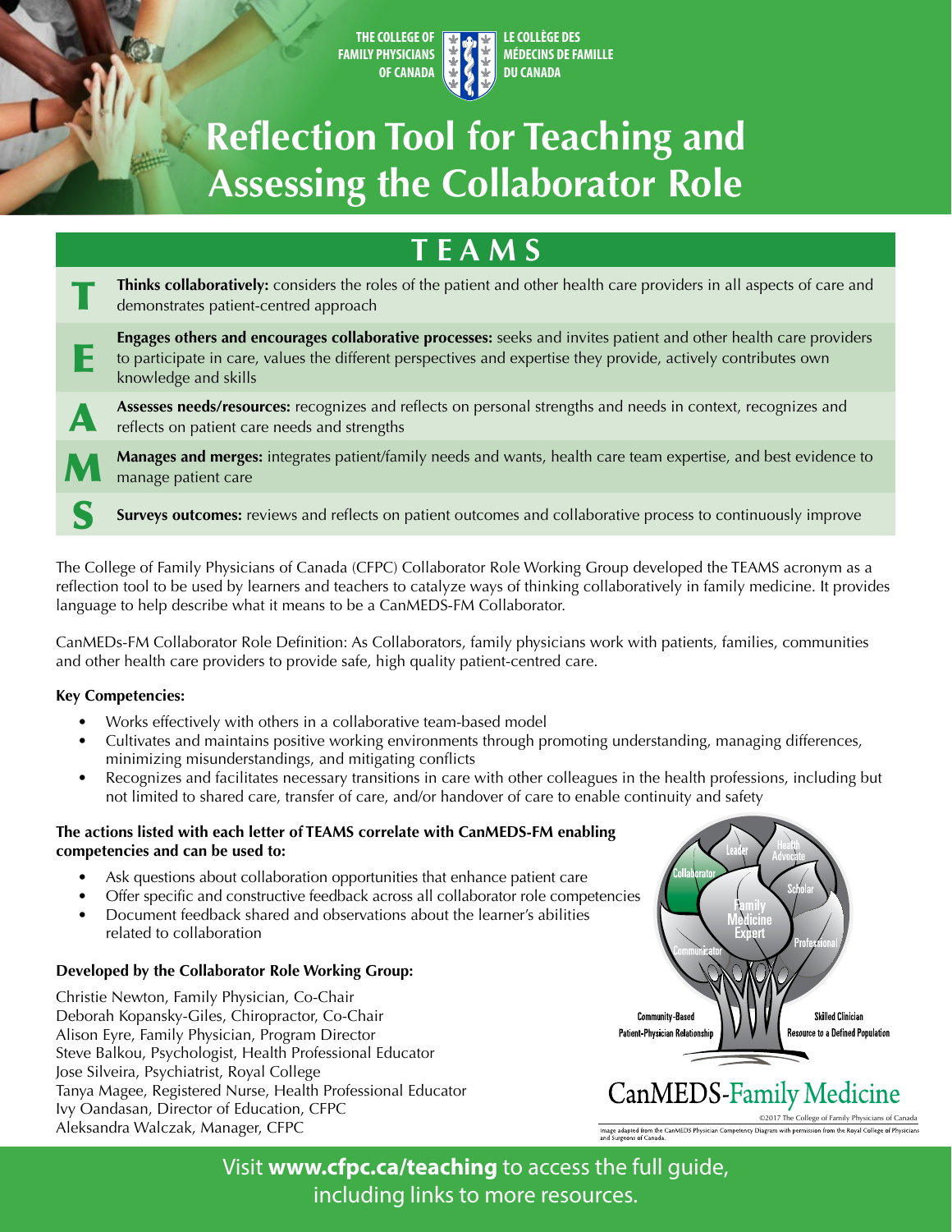THE COLLEGE OF FAMILY PHYSICIANS OF CANADA | LE COLLÈGE DES MÉDECINS DE FAMILLE DU CANADA

# Reflection Tool for Teaching and Assessing the Collaborator Role

## TEAMS

**T** — **Thinks collaboratively:** considers the roles of the patient and other health care providers in all aspects of care and demonstrates patient-centred approach

**E** — **Engages others and encourages collaborative processes:** seeks and invites patient and other health care providers to participate in care, values the different perspectives and expertise they provide, actively contributes own knowledge and skills

**A** — **Assesses needs/resources:** recognizes and reflects on personal strengths and needs in context, recognizes and reflects on patient care needs and strengths

**M** — **Manages and merges:** integrates patient/family needs and wants, health care team expertise, and best evidence to manage patient care

**S** — **Surveys outcomes:** reviews and reflects on patient outcomes and collaborative process to continuously improve

The College of Family Physicians of Canada (CFPC) Collaborator Role Working Group developed the TEAMS acronym as a reflection tool to be used by learners and teachers to catalyze ways of thinking collaboratively in family medicine. It provides language to help describe what it means to be a CanMEDS-FM Collaborator.

CanMEDs-FM Collaborator Role Definition: As Collaborators, family physicians work with patients, families, communities and other health care providers to provide safe, high quality patient-centred care.

**Key Competencies:**

- Works effectively with others in a collaborative team-based model
- Cultivates and maintains positive working environments through promoting understanding, managing differences, minimizing misunderstandings, and mitigating conflicts
- Recognizes and facilitates necessary transitions in care with other colleagues in the health professions, including but not limited to shared care, transfer of care, and/or handover of care to enable continuity and safety

**The actions listed with each letter of TEAMS correlate with CanMEDS-FM enabling competencies and can be used to:**

- Ask questions about collaboration opportunities that enhance patient care
- Offer specific and constructive feedback across all collaborator role competencies
- Document feedback shared and observations about the learner's abilities related to collaboration

**Developed by the Collaborator Role Working Group:**

Christie Newton, Family Physician, Co-Chair
Deborah Kopansky-Giles, Chiropractor, Co-Chair
Alison Eyre, Family Physician, Program Director
Steve Balkou, Psychologist, Health Professional Educator
Jose Silveira, Psychiatrist, Royal College
Tanya Magee, Registered Nurse, Health Professional Educator
Ivy Oandasan, Director of Education, CFPC
Aleksandra Walczak, Manager, CFPC

Leader, Health Advocate, Collaborator, Scholar, Family Medicine Expert, Professional, Communicator, Community-Based Patient-Physician Relationship, Skilled Clinician, Resource to a Defined Population

CanMEDS-Family Medicine

©2017 The College of Family Physicians of Canada

Image adapted from the CanMEDS Physician Competency Diagram with permission from the Royal College of Physicians and Surgeons of Canada.

Visit **www.cfpc.ca/teaching** to access the full guide, including links to more resources.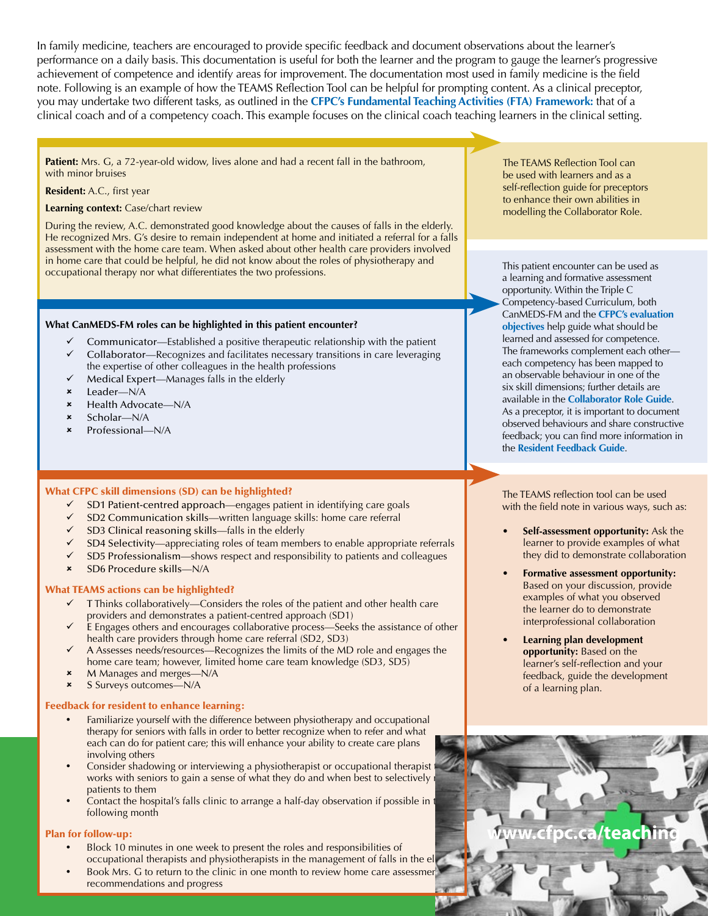In family medicine, teachers are encouraged to provide specific feedback and document observations about the learner's performance on a daily basis. This documentation is useful for both the learner and the program to gauge the learner's progressive achievement of competence and identify areas for improvement. The documentation most used in family medicine is the field note. Following is an example of how the TEAMS Reflection Tool can be helpful for prompting content. As a clinical preceptor, you may undertake two different tasks, as outlined in the **CFPC's Fundamental Teaching Activities (FTA) Framework:** that of a clinical coach and of a competency coach. This example focuses on the clinical coach teaching learners in the clinical setting.

**Patient:** Mrs. G, a 72-year-old widow, lives alone and had a recent fall in the bathroom, with minor bruises

**Resident:** A.C., first year

**Learning context:** Case/chart review

During the review, A.C. demonstrated good knowledge about the causes of falls in the elderly. He recognized Mrs. G's desire to remain independent at home and initiated a referral for a falls assessment with the home care team. When asked about other health care providers involved in home care that could be helpful, he did not know about the roles of physiotherapy and occupational therapy nor what differentiates the two professions.

The TEAMS Reflection Tool can be used with learners and as a self-reflection guide for preceptors to enhance their own abilities in modelling the Collaborator Role.

**What CanMEDS-FM roles can be highlighted in this patient encounter?**

- ✓ Communicator—Established a positive therapeutic relationship with the patient
- ✓ Collaborator—Recognizes and facilitates necessary transitions in care leveraging the expertise of other colleagues in the health professions
- ✓ Medical Expert—Manages falls in the elderly
- × Leader—N/A
- × Health Advocate—N/A
- × Scholar—N/A
- × Professional—N/A

This patient encounter can be used as a learning and formative assessment opportunity. Within the Triple C Competency-based Curriculum, both CanMEDS-FM and the **CFPC's evaluation objectives** help guide what should be learned and assessed for competence. The frameworks complement each other—each competency has been mapped to an observable behaviour in one of the six skill dimensions; further details are available in the **Collaborator Role Guide**. As a preceptor, it is important to document observed behaviours and share constructive feedback; you can find more information in the **Resident Feedback Guide**.

**What CFPC skill dimensions (SD) can be highlighted?**

- ✓ SD1 Patient-centred approach—engages patient in identifying care goals
- ✓ SD2 Communication skills—written language skills: home care referral
- ✓ SD3 Clinical reasoning skills—falls in the elderly
- ✓ SD4 Selectivity—appreciating roles of team members to enable appropriate referrals
- ✓ SD5 Professionalism—shows respect and responsibility to patients and colleagues
- × SD6 Procedure skills—N/A

**What TEAMS actions can be highlighted?**

- ✓ T Thinks collaboratively—Considers the roles of the patient and other health care providers and demonstrates a patient-centred approach (SD1)
- ✓ E Engages others and encourages collaborative process—Seeks the assistance of other health care providers through home care referral (SD2, SD3)
- ✓ A Assesses needs/resources—Recognizes the limits of the MD role and engages the home care team; however, limited home care team knowledge (SD3, SD5)
- × M Manages and merges—N/A
- × S Surveys outcomes—N/A

**Feedback for resident to enhance learning:**

- Familiarize yourself with the difference between physiotherapy and occupational therapy for seniors with falls in order to better recognize when to refer and what each can do for patient care; this will enhance your ability to create care plans involving others
- Consider shadowing or interviewing a physiotherapist or occupational therapist [t]works with seniors to gain a sense of what they do and when best to selectively [r]patients to them
- Contact the hospital's falls clinic to arrange a half-day observation if possible in [t]following month

**Plan for follow-up:**

- Block 10 minutes in one week to present the roles and responsibilities of occupational therapists and physiotherapists in the management of falls in the el[derly]
- Book Mrs. G to return to the clinic in one month to review home care assessmen[t] recommendations and progress

The TEAMS reflection tool can be used with the field note in various ways, such as:

- **Self-assessment opportunity:** Ask the learner to provide examples of what they did to demonstrate collaboration
- **Formative assessment opportunity:** Based on your discussion, provide examples of what you observed the learner do to demonstrate interprofessional collaboration
- **Learning plan development opportunity:** Based on the learner's self-reflection and your feedback, guide the development of a learning plan.

www.cfpc.ca/teaching